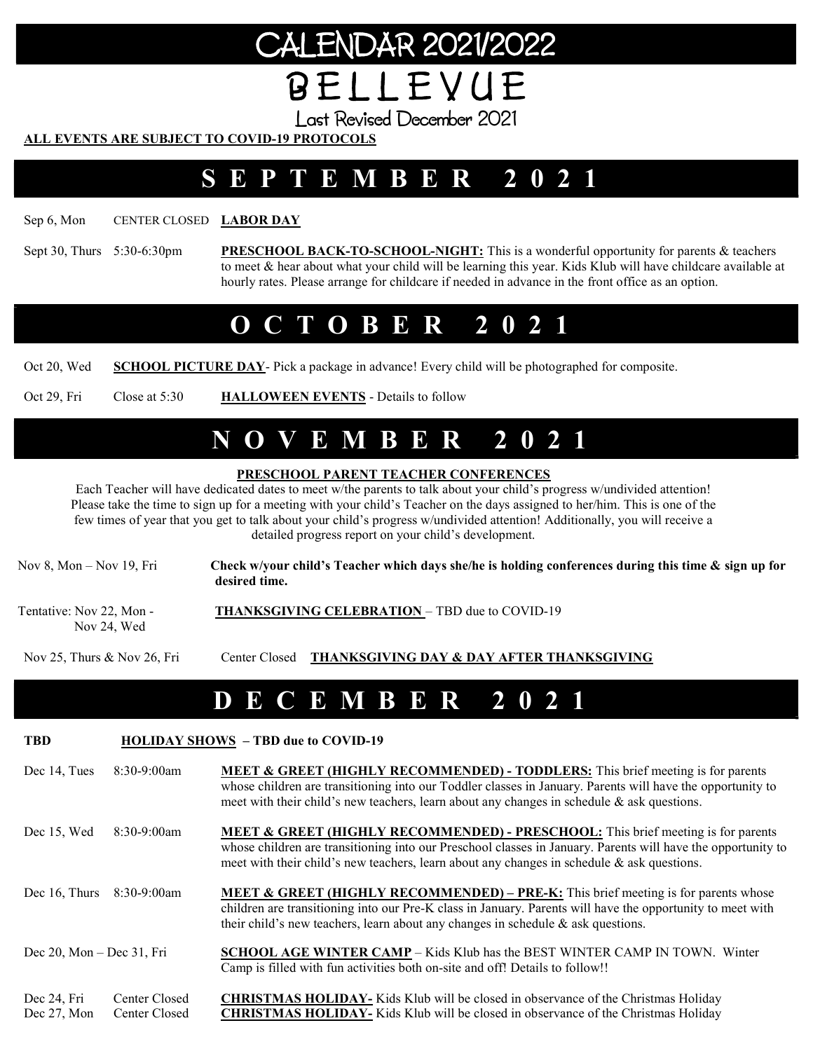# CALENDAR 2021/2022

# BELLEVUE

Last Revised December 2021

**ALL EVENTS ARE SUBJECT TO COVID-19 PROTOCOLS**

## SEPTEMBER 2021

Sep 6, Mon — CENTER CLOSED — **LABOR DAY**

Sept 30, Thurs — 5:30-6:30pm — **PRESCHOOL BACK-TO-SCHOOL-NIGHT:** This is a wonderful opportunity for parents & teachers to meet & hear about what your child will be learning this year. Kids Klub will have childcare available at hourly rates. Please arrange for childcare if needed in advance in the front office as an option.

## OCTOBER 2021

Oct 20, Wed — **SCHOOL PICTURE DAY**- Pick a package in advance! Every child will be photographed for composite.

Oct 29, Fri — Close at 5:30 — **HALLOWEEN EVENTS** - Details to follow

## NOVEMBER 2021

**PRESCHOOL PARENT TEACHER CONFERENCES**

Each Teacher will have dedicated dates to meet w/the parents to talk about your child's progress w/undivided attention! Please take the time to sign up for a meeting with your child's Teacher on the days assigned to her/him. This is one of the few times of year that you get to talk about your child's progress w/undivided attention! Additionally, you will receive a detailed progress report on your child's development.

Nov 8, Mon – Nov 19, Fri — **Check w/your child's Teacher which days she/he is holding conferences during this time & sign up for desired time.**

Tentative: Nov 22, Mon - Nov 24, Wed — **THANKSGIVING CELEBRATION** – TBD due to COVID-19

Nov 25, Thurs & Nov 26, Fri — Center Closed — **THANKSGIVING DAY & DAY AFTER THANKSGIVING**

## DECEMBER 2021

**TBD** — **HOLIDAY SHOWS – TBD due to COVID-19**

Dec 14, Tues — 8:30-9:00am — **MEET & GREET (HIGHLY RECOMMENDED) - TODDLERS:** This brief meeting is for parents whose children are transitioning into our Toddler classes in January. Parents will have the opportunity to meet with their child's new teachers, learn about any changes in schedule & ask questions.

Dec 15, Wed — 8:30-9:00am — **MEET & GREET (HIGHLY RECOMMENDED) - PRESCHOOL:** This brief meeting is for parents whose children are transitioning into our Preschool classes in January. Parents will have the opportunity to meet with their child's new teachers, learn about any changes in schedule & ask questions.

Dec 16, Thurs — 8:30-9:00am — **MEET & GREET (HIGHLY RECOMMENDED) – PRE-K:** This brief meeting is for parents whose children are transitioning into our Pre-K class in January. Parents will have the opportunity to meet with their child's new teachers, learn about any changes in schedule & ask questions.

Dec 20, Mon – Dec 31, Fri — **SCHOOL AGE WINTER CAMP** – Kids Klub has the BEST WINTER CAMP IN TOWN. Winter Camp is filled with fun activities both on-site and off! Details to follow!!

Dec 24, Fri — Center Closed — **CHRISTMAS HOLIDAY-** Kids Klub will be closed in observance of the Christmas Holiday

Dec 27, Mon — Center Closed — **CHRISTMAS HOLIDAY-** Kids Klub will be closed in observance of the Christmas Holiday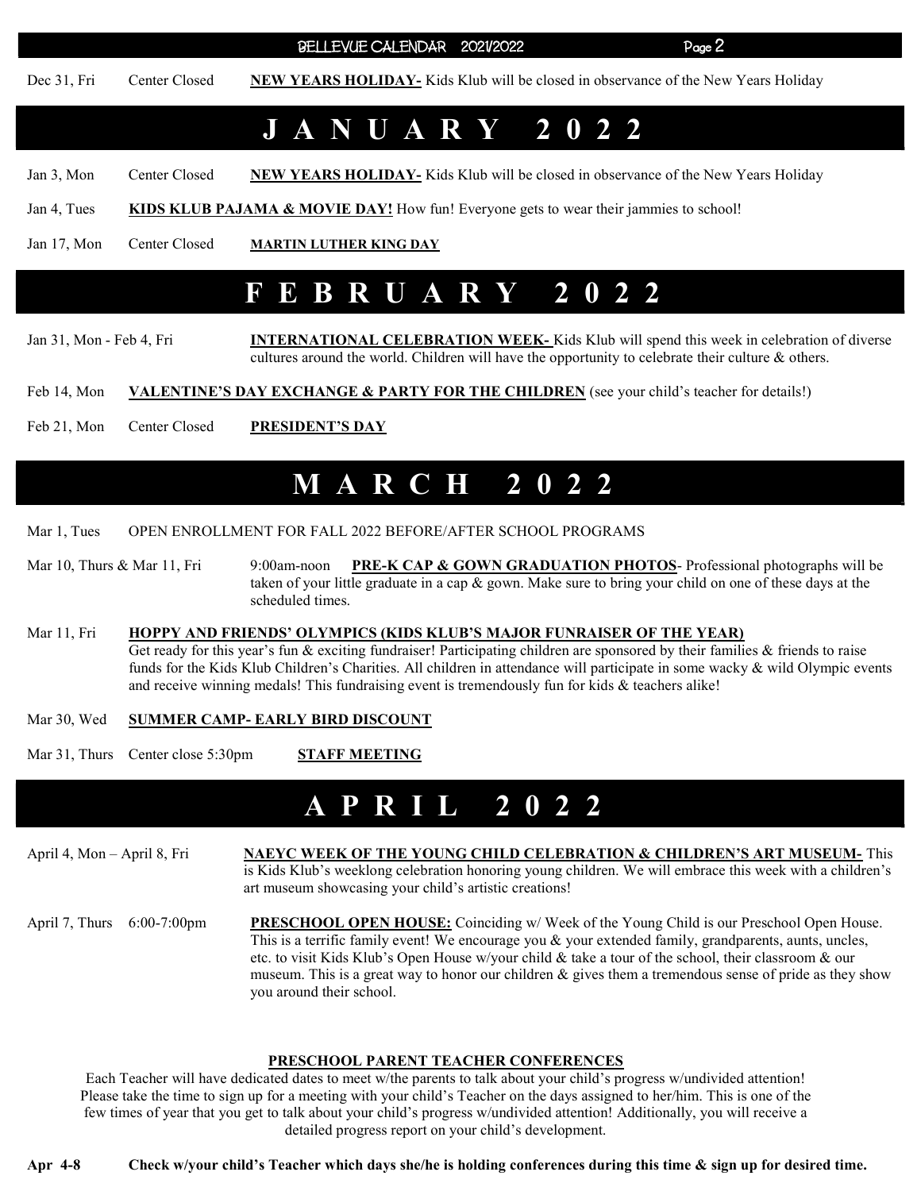Dec 31, Fri  Center Closed  **NEW YEARS HOLIDAY-** Kids Klub will be closed in observance of the New Years Holiday

# J A N U A R Y 2 0 2 2

Jan 3, Mon  Center Closed  **NEW YEARS HOLIDAY-** Kids Klub will be closed in observance of the New Years Holiday

Jan 4, Tues  **KIDS KLUB PAJAMA & MOVIE DAY!** How fun! Everyone gets to wear their jammies to school!

Jan 17, Mon  Center Closed  **MARTIN LUTHER KING DAY**

# F E B R U A R Y 2 0 2 2

Jan 31, Mon - Feb 4, Fri  **INTERNATIONAL CELEBRATION WEEK-** Kids Klub will spend this week in celebration of diverse cultures around the world. Children will have the opportunity to celebrate their culture & others.

Feb 14, Mon  **VALENTINE'S DAY EXCHANGE & PARTY FOR THE CHILDREN** (see your child's teacher for details!)

Feb 21, Mon  Center Closed  **PRESIDENT'S DAY**

# M A R C H 2 0 2 2

Mar 1, Tues  OPEN ENROLLMENT FOR FALL 2022 BEFORE/AFTER SCHOOL PROGRAMS

Mar 10, Thurs & Mar 11, Fri  9:00am-noon  **PRE-K CAP & GOWN GRADUATION PHOTOS**- Professional photographs will be taken of your little graduate in a cap & gown. Make sure to bring your child on one of these days at the scheduled times.

Mar 11, Fri  **HOPPY AND FRIENDS' OLYMPICS (KIDS KLUB'S MAJOR FUNRAISER OF THE YEAR)**
Get ready for this year's fun & exciting fundraiser! Participating children are sponsored by their families & friends to raise funds for the Kids Klub Children's Charities. All children in attendance will participate in some wacky & wild Olympic events and receive winning medals! This fundraising event is tremendously fun for kids & teachers alike!

Mar 30, Wed  **SUMMER CAMP- EARLY BIRD DISCOUNT**

Mar 31, Thurs  Center close 5:30pm  **STAFF MEETING**

# A P R I L 2 0 2 2

April 4, Mon – April 8, Fri  **NAEYC WEEK OF THE YOUNG CHILD CELEBRATION & CHILDREN'S ART MUSEUM-** This is Kids Klub's weeklong celebration honoring young children. We will embrace this week with a children's art museum showcasing your child's artistic creations!

April 7, Thurs  6:00-7:00pm  **PRESCHOOL OPEN HOUSE:** Coinciding w/ Week of the Young Child is our Preschool Open House. This is a terrific family event! We encourage you & your extended family, grandparents, aunts, uncles, etc. to visit Kids Klub's Open House w/your child & take a tour of the school, their classroom & our museum. This is a great way to honor our children & gives them a tremendous sense of pride as they show you around their school.

**PRESCHOOL PARENT TEACHER CONFERENCES**

Each Teacher will have dedicated dates to meet w/the parents to talk about your child's progress w/undivided attention! Please take the time to sign up for a meeting with your child's Teacher on the days assigned to her/him. This is one of the few times of year that you get to talk about your child's progress w/undivided attention! Additionally, you will receive a detailed progress report on your child's development.

**Apr 4-8  Check w/your child's Teacher which days she/he is holding conferences during this time & sign up for desired time.**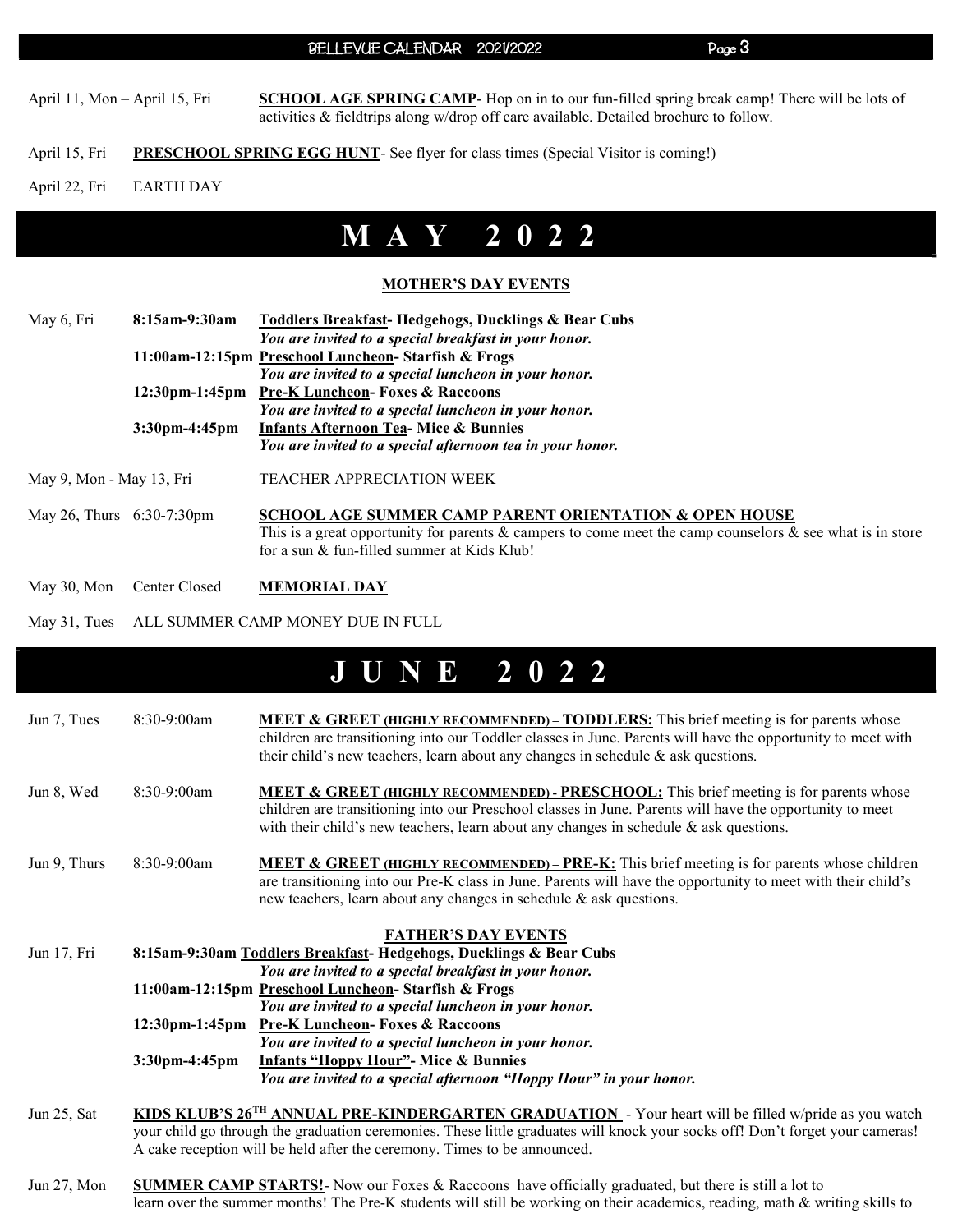April 11, Mon – April 15, Fri **SCHOOL AGE SPRING CAMP**- Hop on in to our fun-filled spring break camp! There will be lots of activities & fieldtrips along w/drop off care available. Detailed brochure to follow.

April 15, Fri **PRESCHOOL SPRING EGG HUNT**- See flyer for class times (Special Visitor is coming!)

April 22, Fri EARTH DAY

# M A Y 2 0 2 2

**MOTHER'S DAY EVENTS**

May 6, Fri

**8:15am-9:30am** **Toddlers Breakfast- Hedgehogs, Ducklings & Bear Cubs**
***You are invited to a special breakfast in your honor.***

**11:00am-12:15pm** **Preschool Luncheon- Starfish & Frogs**
***You are invited to a special luncheon in your honor.***

**12:30pm-1:45pm** **Pre-K Luncheon- Foxes & Raccoons**
***You are invited to a special luncheon in your honor.***

**3:30pm-4:45pm** **Infants Afternoon Tea- Mice & Bunnies**
***You are invited to a special afternoon tea in your honor.***

May 9, Mon - May 13, Fri TEACHER APPRECIATION WEEK

May 26, Thurs 6:30-7:30pm **SCHOOL AGE SUMMER CAMP PARENT ORIENTATION & OPEN HOUSE**
This is a great opportunity for parents & campers to come meet the camp counselors & see what is in store for a sun & fun-filled summer at Kids Klub!

May 30, Mon Center Closed **MEMORIAL DAY**

May 31, Tues ALL SUMMER CAMP MONEY DUE IN FULL

# J U N E 2 0 2 2

Jun 7, Tues 8:30-9:00am **MEET & GREET (HIGHLY RECOMMENDED) – TODDLERS:** This brief meeting is for parents whose children are transitioning into our Toddler classes in June. Parents will have the opportunity to meet with their child's new teachers, learn about any changes in schedule & ask questions.

Jun 8, Wed 8:30-9:00am **MEET & GREET (HIGHLY RECOMMENDED) - PRESCHOOL:** This brief meeting is for parents whose children are transitioning into our Preschool classes in June. Parents will have the opportunity to meet with their child's new teachers, learn about any changes in schedule & ask questions.

Jun 9, Thurs 8:30-9:00am **MEET & GREET (HIGHLY RECOMMENDED) – PRE-K:** This brief meeting is for parents whose children are transitioning into our Pre-K class in June. Parents will have the opportunity to meet with their child's new teachers, learn about any changes in schedule & ask questions.

**FATHER'S DAY EVENTS**

Jun 17, Fri

**8:15am-9:30am** **Toddlers Breakfast- Hedgehogs, Ducklings & Bear Cubs**
***You are invited to a special breakfast in your honor.***

**11:00am-12:15pm** **Preschool Luncheon- Starfish & Frogs**
***You are invited to a special luncheon in your honor.***

**12:30pm-1:45pm** **Pre-K Luncheon- Foxes & Raccoons**
***You are invited to a special luncheon in your honor.***

**3:30pm-4:45pm** **Infants "Hoppy Hour"- Mice & Bunnies**
***You are invited to a special afternoon "Hoppy Hour" in your honor.***

Jun 25, Sat **KIDS KLUB'S 26TH ANNUAL PRE-KINDERGARTEN GRADUATION** - Your heart will be filled w/pride as you watch your child go through the graduation ceremonies. These little graduates will knock your socks off! Don't forget your cameras! A cake reception will be held after the ceremony. Times to be announced.

Jun 27, Mon **SUMMER CAMP STARTS!**- Now our Foxes & Raccoons have officially graduated, but there is still a lot to learn over the summer months! The Pre-K students will still be working on their academics, reading, math & writing skills to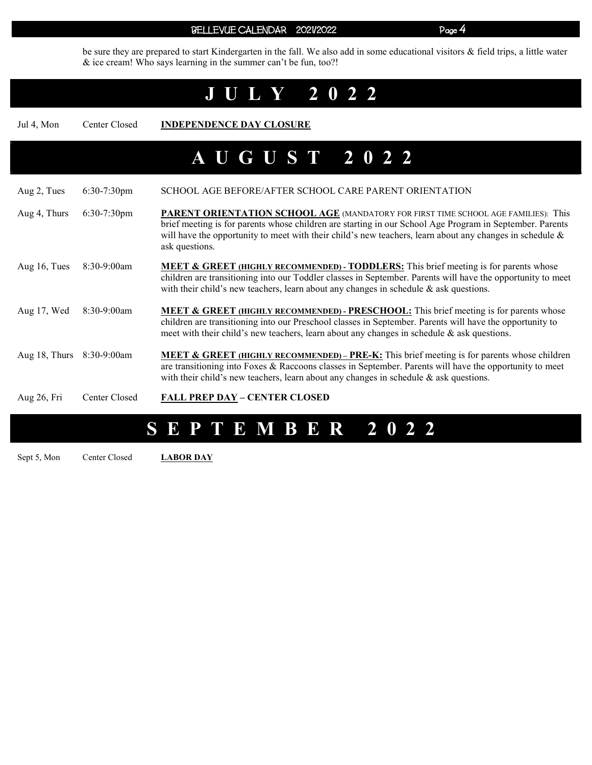be sure they are prepared to start Kindergarten in the fall. We also add in some educational visitors & field trips, a little water & ice cream! Who says learning in the summer can't be fun, too?!

# J U L Y 2 0 2 2

| | | |
|---|---|---|
| Jul 4, Mon | Center Closed | **INDEPENDENCE DAY CLOSURE** |

# A U G U S T 2 0 2 2

| | | |
|---|---|---|
| Aug 2, Tues | 6:30-7:30pm | SCHOOL AGE BEFORE/AFTER SCHOOL CARE PARENT ORIENTATION |
| Aug 4, Thurs | 6:30-7:30pm | **PARENT ORIENTATION SCHOOL AGE** (MANDATORY FOR FIRST TIME SCHOOL AGE FAMILIES): This brief meeting is for parents whose children are starting in our School Age Program in September. Parents will have the opportunity to meet with their child's new teachers, learn about any changes in schedule & ask questions. |
| Aug 16, Tues | 8:30-9:00am | **MEET & GREET (HIGHLY RECOMMENDED) - TODDLERS:** This brief meeting is for parents whose children are transitioning into our Toddler classes in September. Parents will have the opportunity to meet with their child's new teachers, learn about any changes in schedule & ask questions. |
| Aug 17, Wed | 8:30-9:00am | **MEET & GREET (HIGHLY RECOMMENDED) - PRESCHOOL:** This brief meeting is for parents whose children are transitioning into our Preschool classes in September. Parents will have the opportunity to meet with their child's new teachers, learn about any changes in schedule & ask questions. |
| Aug 18, Thurs | 8:30-9:00am | **MEET & GREET (HIGHLY RECOMMENDED) – PRE-K:** This brief meeting is for parents whose children are transitioning into Foxes & Raccoons classes in September. Parents will have the opportunity to meet with their child's new teachers, learn about any changes in schedule & ask questions. |
| Aug 26, Fri | Center Closed | **FALL PREP DAY – CENTER CLOSED** |

# S E P T E M B E R 2 0 2 2

| | | |
|---|---|---|
| Sept 5, Mon | Center Closed | **LABOR DAY** |